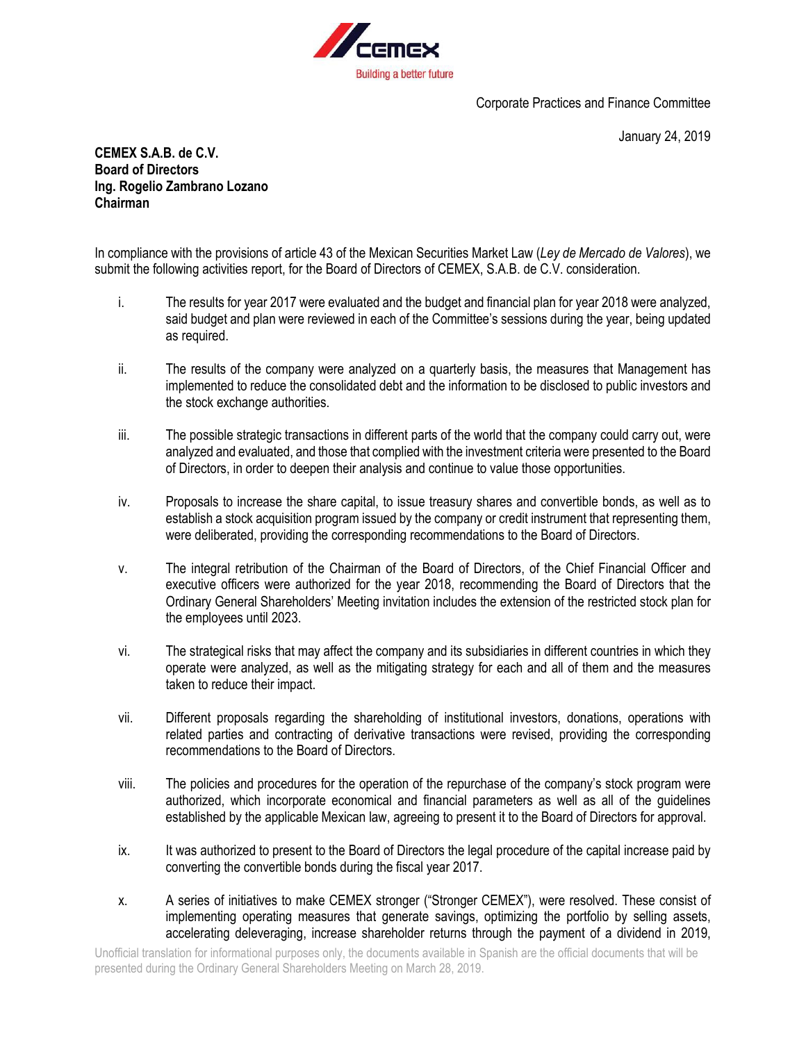Building a better future

Corporate Practices and Finance Committee

January 24, 2019

**CEMEX S.A.B. de C.V.**
**Board of Directors**
**Ing. Rogelio Zambrano Lozano**
**Chairman**

In compliance with the provisions of article 43 of the Mexican Securities Market Law (*Ley de Mercado de Valores*), we submit the following activities report, for the Board of Directors of CEMEX, S.A.B. de C.V. consideration.

i. The results for year 2017 were evaluated and the budget and financial plan for year 2018 were analyzed, said budget and plan were reviewed in each of the Committee's sessions during the year, being updated as required.

ii. The results of the company were analyzed on a quarterly basis, the measures that Management has implemented to reduce the consolidated debt and the information to be disclosed to public investors and the stock exchange authorities.

iii. The possible strategic transactions in different parts of the world that the company could carry out, were analyzed and evaluated, and those that complied with the investment criteria were presented to the Board of Directors, in order to deepen their analysis and continue to value those opportunities.

iv. Proposals to increase the share capital, to issue treasury shares and convertible bonds, as well as to establish a stock acquisition program issued by the company or credit instrument that representing them, were deliberated, providing the corresponding recommendations to the Board of Directors.

v. The integral retribution of the Chairman of the Board of Directors, of the Chief Financial Officer and executive officers were authorized for the year 2018, recommending the Board of Directors that the Ordinary General Shareholders' Meeting invitation includes the extension of the restricted stock plan for the employees until 2023.

vi. The strategical risks that may affect the company and its subsidiaries in different countries in which they operate were analyzed, as well as the mitigating strategy for each and all of them and the measures taken to reduce their impact.

vii. Different proposals regarding the shareholding of institutional investors, donations, operations with related parties and contracting of derivative transactions were revised, providing the corresponding recommendations to the Board of Directors.

viii. The policies and procedures for the operation of the repurchase of the company's stock program were authorized, which incorporate economical and financial parameters as well as all of the guidelines established by the applicable Mexican law, agreeing to present it to the Board of Directors for approval.

ix. It was authorized to present to the Board of Directors the legal procedure of the capital increase paid by converting the convertible bonds during the fiscal year 2017.

x. A series of initiatives to make CEMEX stronger ("Stronger CEMEX"), were resolved. These consist of implementing operating measures that generate savings, optimizing the portfolio by selling assets, accelerating deleveraging, increase shareholder returns through the payment of a dividend in 2019,

Unofficial translation for informational purposes only, the documents available in Spanish are the official documents that will be presented during the Ordinary General Shareholders Meeting on March 28, 2019.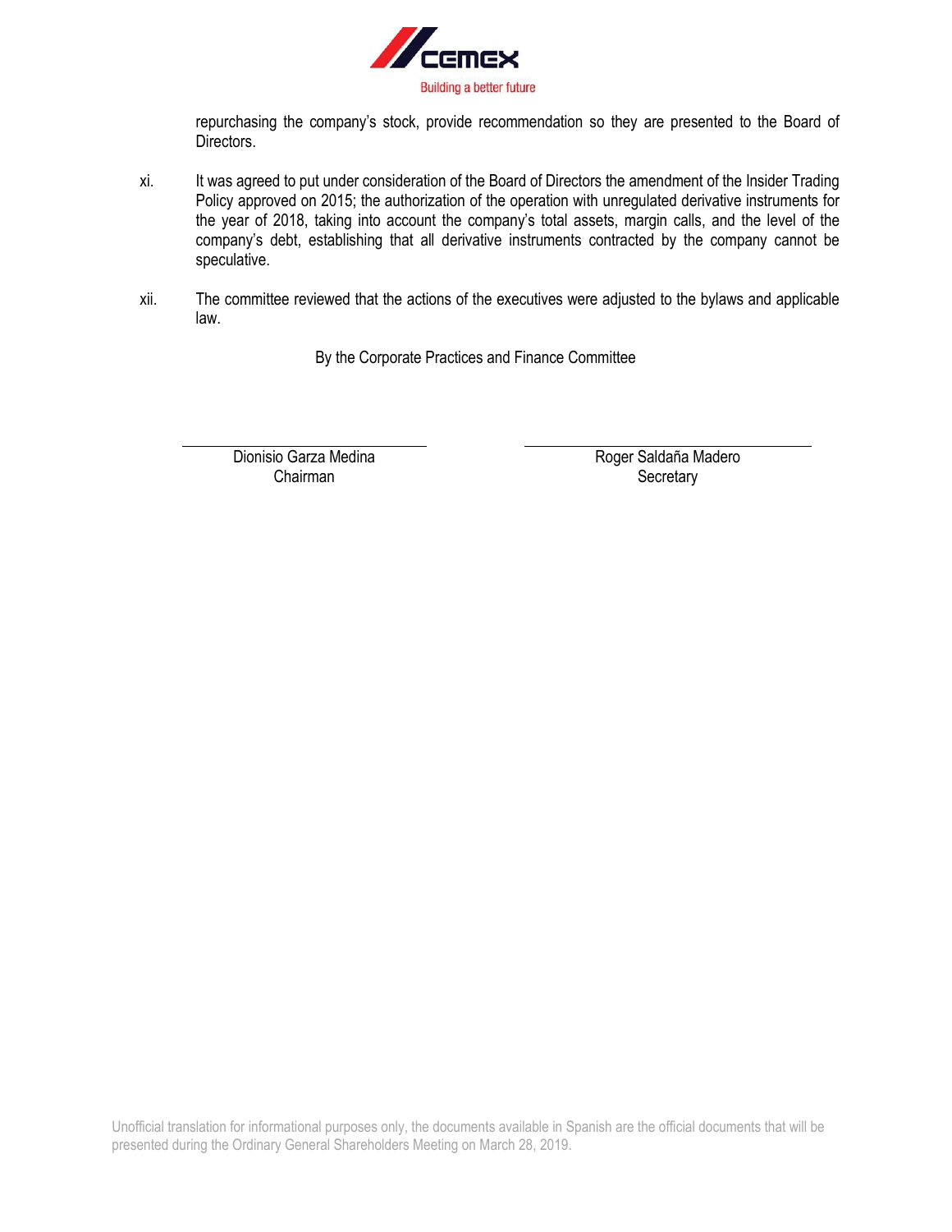repurchasing the company's stock, provide recommendation so they are presented to the Board of Directors.

xi. It was agreed to put under consideration of the Board of Directors the amendment of the Insider Trading Policy approved on 2015; the authorization of the operation with unregulated derivative instruments for the year of 2018, taking into account the company's total assets, margin calls, and the level of the company's debt, establishing that all derivative instruments contracted by the company cannot be speculative.

xii. The committee reviewed that the actions of the executives were adjusted to the bylaws and applicable law.

By the Corporate Practices and Finance Committee

Dionisio Garza Medina
Chairman

Roger Saldaña Madero
Secretary

Unofficial translation for informational purposes only, the documents available in Spanish are the official documents that will be presented during the Ordinary General Shareholders Meeting on March 28, 2019.